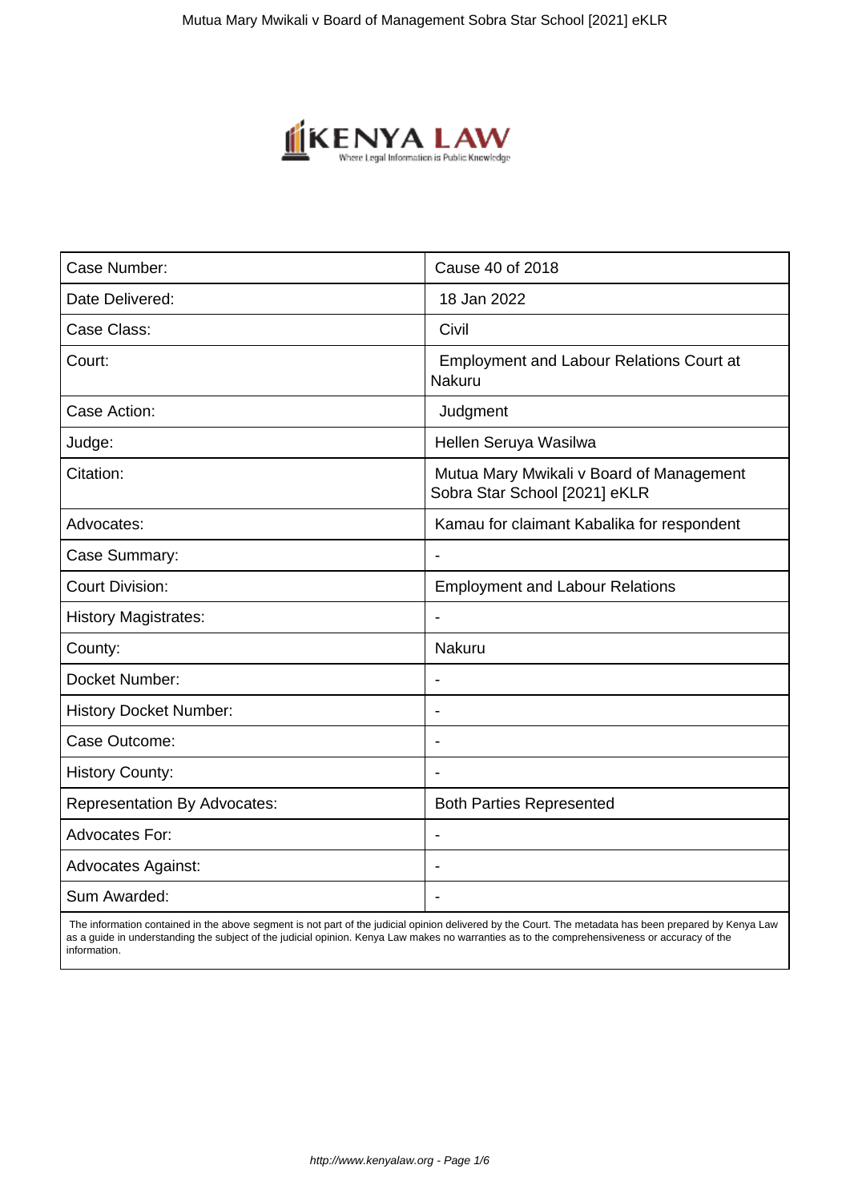| Case Number: | Cause 40 of 2018 |
| --- | --- |
| Date Delivered: | 18 Jan 2022 |
| Case Class: | Civil |
| Court: | Employment and Labour Relations Court at Nakuru |
| Case Action: | Judgment |
| Judge: | Hellen Seruya Wasilwa |
| Citation: | Mutua Mary Mwikali v Board of Management Sobra Star School [2021] eKLR |
| Advocates: | Kamau for claimant Kabalika for respondent |
| Case Summary: | - |
| Court Division: | Employment and Labour Relations |
| History Magistrates: | - |
| County: | Nakuru |
| Docket Number: | - |
| History Docket Number: | - |
| Case Outcome: | - |
| History County: | - |
| Representation By Advocates: | Both Parties Represented |
| Advocates For: | - |
| Advocates Against: | - |
| Sum Awarded: | - |

The information contained in the above segment is not part of the judicial opinion delivered by the Court. The metadata has been prepared by Kenya Law as a guide in understanding the subject of the judicial opinion. Kenya Law makes no warranties as to the comprehensiveness or accuracy of the information.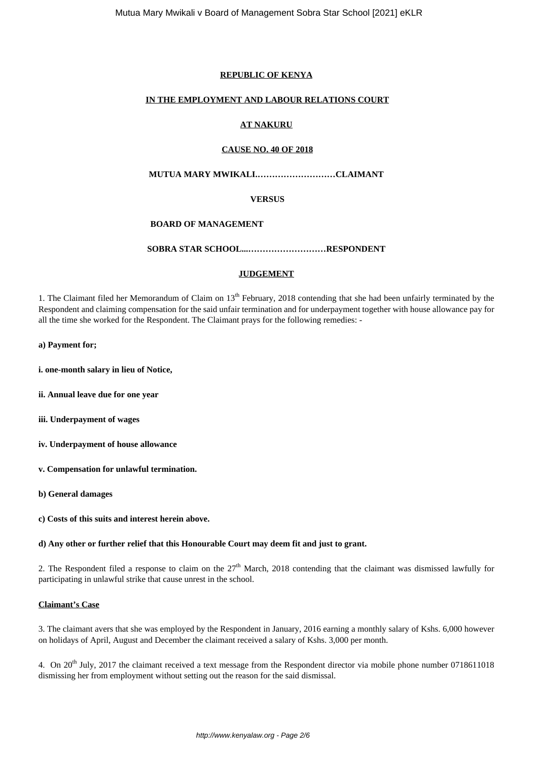**REPUBLIC OF KENYA**

**IN THE EMPLOYMENT AND LABOUR RELATIONS COURT**

**AT NAKURU**

**CAUSE NO. 40 OF 2018**

**MUTUA MARY MWIKALI.………………………CLAIMANT**

**VERSUS**

**BOARD OF MANAGEMENT**

**SOBRA STAR SCHOOL....………………………RESPONDENT**

**JUDGEMENT**

1. The Claimant filed her Memorandum of Claim on 13th February, 2018 contending that she had been unfairly terminated by the Respondent and claiming compensation for the said unfair termination and for underpayment together with house allowance pay for all the time she worked for the Respondent. The Claimant prays for the following remedies: -

**a) Payment for;**

**i. one-month salary in lieu of Notice,**

**ii. Annual leave due for one year**

**iii. Underpayment of wages**

**iv. Underpayment of house allowance**

**v. Compensation for unlawful termination.**

**b) General damages**

**c) Costs of this suits and interest herein above.**

**d) Any other or further relief that this Honourable Court may deem fit and just to grant.**

2. The Respondent filed a response to claim on the 27th March, 2018 contending that the claimant was dismissed lawfully for participating in unlawful strike that cause unrest in the school.

**Claimant's Case**

3. The claimant avers that she was employed by the Respondent in January, 2016 earning a monthly salary of Kshs. 6,000 however on holidays of April, August and December the claimant received a salary of Kshs. 3,000 per month.

4. On 20th July, 2017 the claimant received a text message from the Respondent director via mobile phone number 0718611018 dismissing her from employment without setting out the reason for the said dismissal.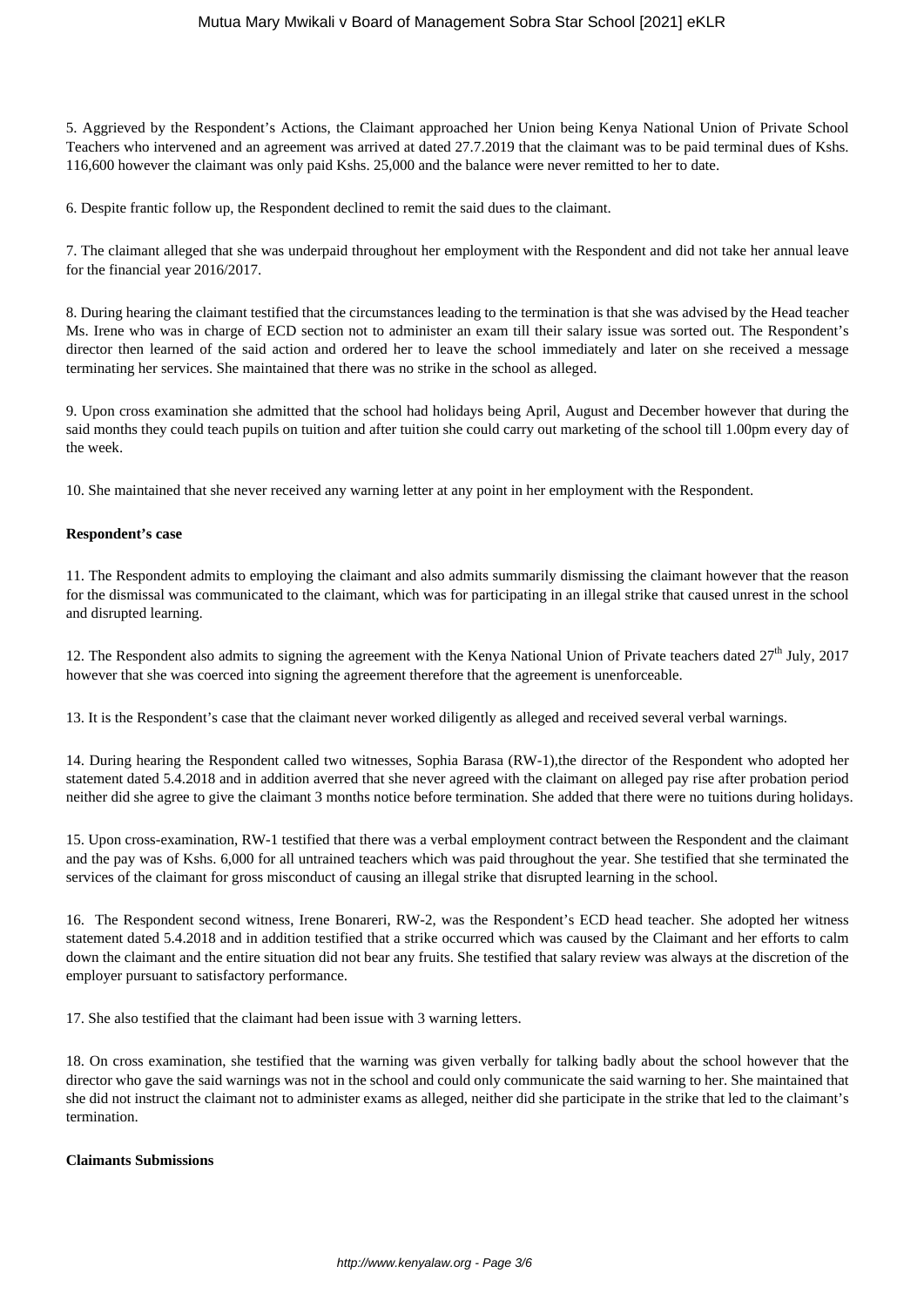5. Aggrieved by the Respondent's Actions, the Claimant approached her Union being Kenya National Union of Private School Teachers who intervened and an agreement was arrived at dated 27.7.2019 that the claimant was to be paid terminal dues of Kshs. 116,600 however the claimant was only paid Kshs. 25,000 and the balance were never remitted to her to date.

6. Despite frantic follow up, the Respondent declined to remit the said dues to the claimant.

7. The claimant alleged that she was underpaid throughout her employment with the Respondent and did not take her annual leave for the financial year 2016/2017.

8. During hearing the claimant testified that the circumstances leading to the termination is that she was advised by the Head teacher Ms. Irene who was in charge of ECD section not to administer an exam till their salary issue was sorted out. The Respondent's director then learned of the said action and ordered her to leave the school immediately and later on she received a message terminating her services. She maintained that there was no strike in the school as alleged.

9. Upon cross examination she admitted that the school had holidays being April, August and December however that during the said months they could teach pupils on tuition and after tuition she could carry out marketing of the school till 1.00pm every day of the week.

10. She maintained that she never received any warning letter at any point in her employment with the Respondent.

**Respondent's case**

11. The Respondent admits to employing the claimant and also admits summarily dismissing the claimant however that the reason for the dismissal was communicated to the claimant, which was for participating in an illegal strike that caused unrest in the school and disrupted learning.

12. The Respondent also admits to signing the agreement with the Kenya National Union of Private teachers dated 27th July, 2017 however that she was coerced into signing the agreement therefore that the agreement is unenforceable.

13. It is the Respondent's case that the claimant never worked diligently as alleged and received several verbal warnings.

14. During hearing the Respondent called two witnesses, Sophia Barasa (RW-1),the director of the Respondent who adopted her statement dated 5.4.2018 and in addition averred that she never agreed with the claimant on alleged pay rise after probation period neither did she agree to give the claimant 3 months notice before termination. She added that there were no tuitions during holidays.

15. Upon cross-examination, RW-1 testified that there was a verbal employment contract between the Respondent and the claimant and the pay was of Kshs. 6,000 for all untrained teachers which was paid throughout the year. She testified that she terminated the services of the claimant for gross misconduct of causing an illegal strike that disrupted learning in the school.

16. The Respondent second witness, Irene Bonareri, RW-2, was the Respondent's ECD head teacher. She adopted her witness statement dated 5.4.2018 and in addition testified that a strike occurred which was caused by the Claimant and her efforts to calm down the claimant and the entire situation did not bear any fruits. She testified that salary review was always at the discretion of the employer pursuant to satisfactory performance.

17. She also testified that the claimant had been issue with 3 warning letters.

18. On cross examination, she testified that the warning was given verbally for talking badly about the school however that the director who gave the said warnings was not in the school and could only communicate the said warning to her. She maintained that she did not instruct the claimant not to administer exams as alleged, neither did she participate in the strike that led to the claimant's termination.

**Claimants Submissions**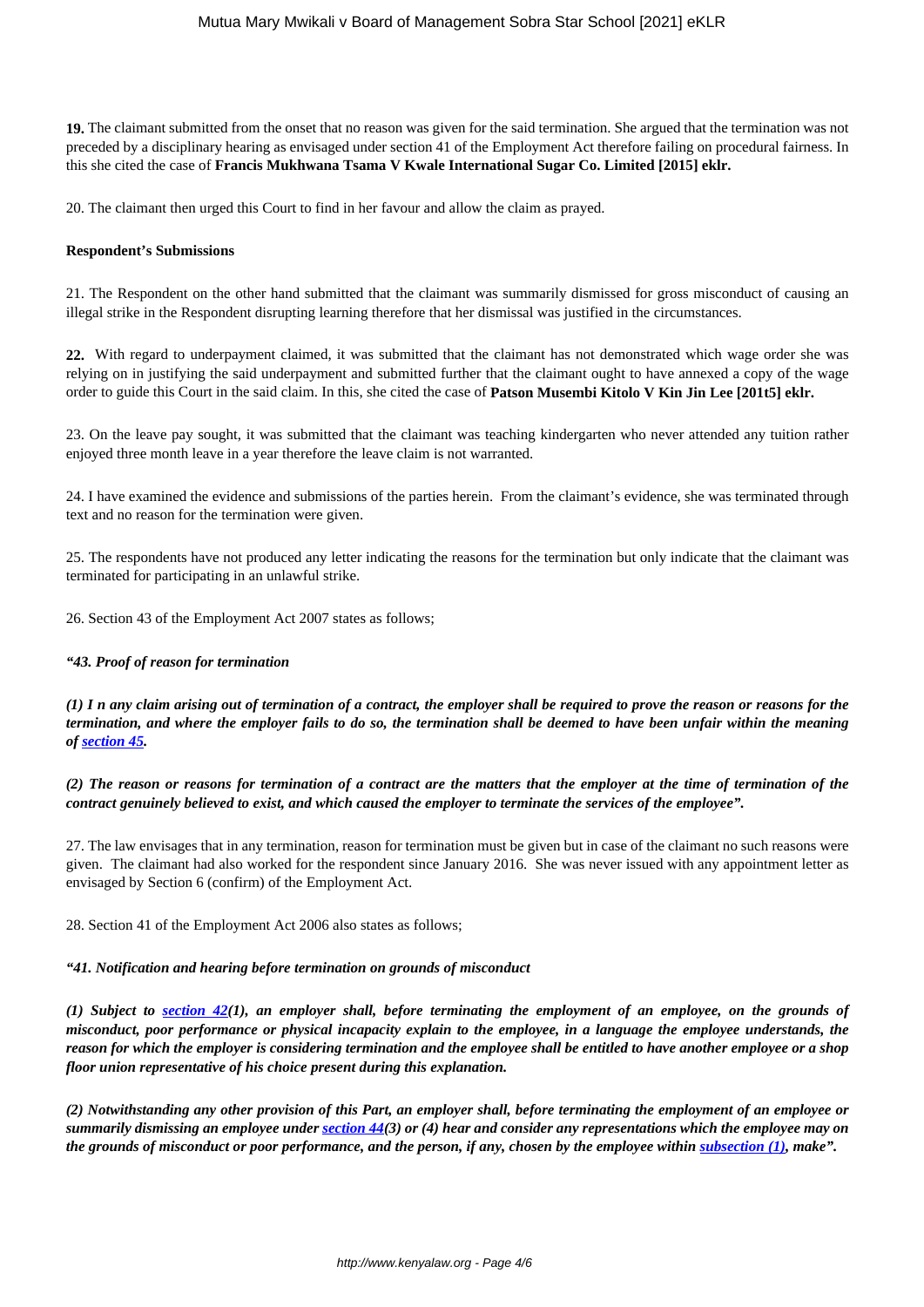**19.** The claimant submitted from the onset that no reason was given for the said termination. She argued that the termination was not preceded by a disciplinary hearing as envisaged under section 41 of the Employment Act therefore failing on procedural fairness. In this she cited the case of **Francis Mukhwana Tsama V Kwale International Sugar Co. Limited [2015] eklr.**

20. The claimant then urged this Court to find in her favour and allow the claim as prayed.

**Respondent's Submissions**

21. The Respondent on the other hand submitted that the claimant was summarily dismissed for gross misconduct of causing an illegal strike in the Respondent disrupting learning therefore that her dismissal was justified in the circumstances.

**22.** With regard to underpayment claimed, it was submitted that the claimant has not demonstrated which wage order she was relying on in justifying the said underpayment and submitted further that the claimant ought to have annexed a copy of the wage order to guide this Court in the said claim. In this, she cited the case of **Patson Musembi Kitolo V Kin Jin Lee [201t5] eklr.**

23. On the leave pay sought, it was submitted that the claimant was teaching kindergarten who never attended any tuition rather enjoyed three month leave in a year therefore the leave claim is not warranted.

24. I have examined the evidence and submissions of the parties herein. From the claimant's evidence, she was terminated through text and no reason for the termination were given.

25. The respondents have not produced any letter indicating the reasons for the termination but only indicate that the claimant was terminated for participating in an unlawful strike.

26. Section 43 of the Employment Act 2007 states as follows;

***"43. Proof of reason for termination***

***(1) I n any claim arising out of termination of a contract, the employer shall be required to prove the reason or reasons for the termination, and where the employer fails to do so, the termination shall be deemed to have been unfair within the meaning of section 45.***

***(2) The reason or reasons for termination of a contract are the matters that the employer at the time of termination of the contract genuinely believed to exist, and which caused the employer to terminate the services of the employee".***

27. The law envisages that in any termination, reason for termination must be given but in case of the claimant no such reasons were given. The claimant had also worked for the respondent since January 2016. She was never issued with any appointment letter as envisaged by Section 6 (confirm) of the Employment Act.

28. Section 41 of the Employment Act 2006 also states as follows;

***"41. Notification and hearing before termination on grounds of misconduct***

***(1) Subject to section 42(1), an employer shall, before terminating the employment of an employee, on the grounds of misconduct, poor performance or physical incapacity explain to the employee, in a language the employee understands, the reason for which the employer is considering termination and the employee shall be entitled to have another employee or a shop floor union representative of his choice present during this explanation.***

***(2) Notwithstanding any other provision of this Part, an employer shall, before terminating the employment of an employee or summarily dismissing an employee under section 44(3) or (4) hear and consider any representations which the employee may on the grounds of misconduct or poor performance, and the person, if any, chosen by the employee within subsection (1), make".***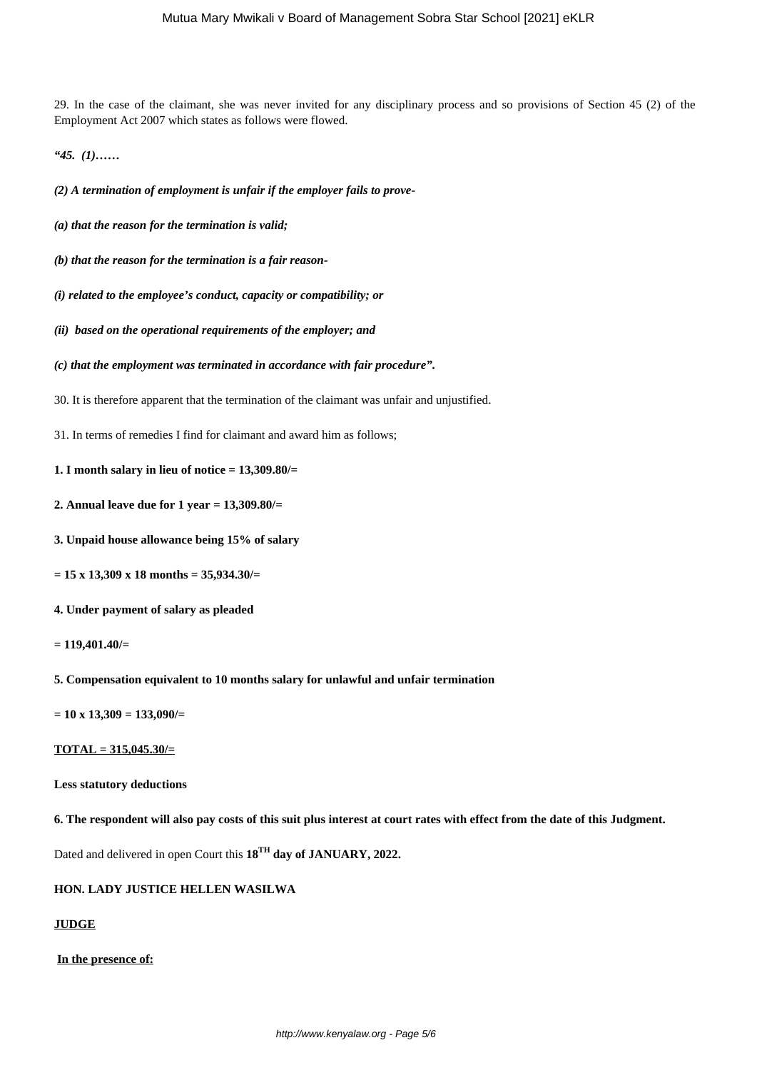29. In the case of the claimant, she was never invited for any disciplinary process and so provisions of Section 45 (2) of the Employment Act 2007 which states as follows were flowed.

***"45. (1)……***

***(2) A termination of employment is unfair if the employer fails to prove-***

***(a) that the reason for the termination is valid;***

***(b) that the reason for the termination is a fair reason-***

***(i) related to the employee's conduct, capacity or compatibility; or***

***(ii) based on the operational requirements of the employer; and***

***(c) that the employment was terminated in accordance with fair procedure".***

30. It is therefore apparent that the termination of the claimant was unfair and unjustified.

31. In terms of remedies I find for claimant and award him as follows;

**1. I month salary in lieu of notice = 13,309.80/=**

**2. Annual leave due for 1 year = 13,309.80/=**

**3. Unpaid house allowance being 15% of salary**

**= 15 x 13,309 x 18 months = 35,934.30/=**

**4. Under payment of salary as pleaded**

**= 119,401.40/=**

**5. Compensation equivalent to 10 months salary for unlawful and unfair termination**

**= 10 x 13,309 = 133,090/=**

**TOTAL = 315,045.30/=**

**Less statutory deductions**

**6. The respondent will also pay costs of this suit plus interest at court rates with effect from the date of this Judgment.**

Dated and delivered in open Court this **18TH day of JANUARY, 2022.**

**HON. LADY JUSTICE HELLEN WASILWA**

**JUDGE**

**In the presence of:**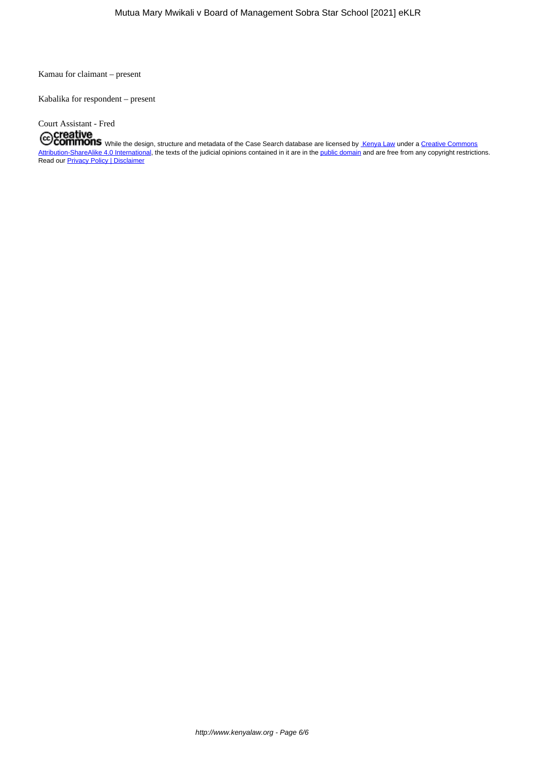Kamau for claimant – present

Kabalika for respondent – present

Court Assistant - Fred

While the design, structure and metadata of the Case Search database are licensed by Kenya Law under a Creative Commons Attribution-ShareAlike 4.0 International, the texts of the judicial opinions contained in it are in the public domain and are free from any copyright restrictions. Read our Privacy Policy | Disclaimer